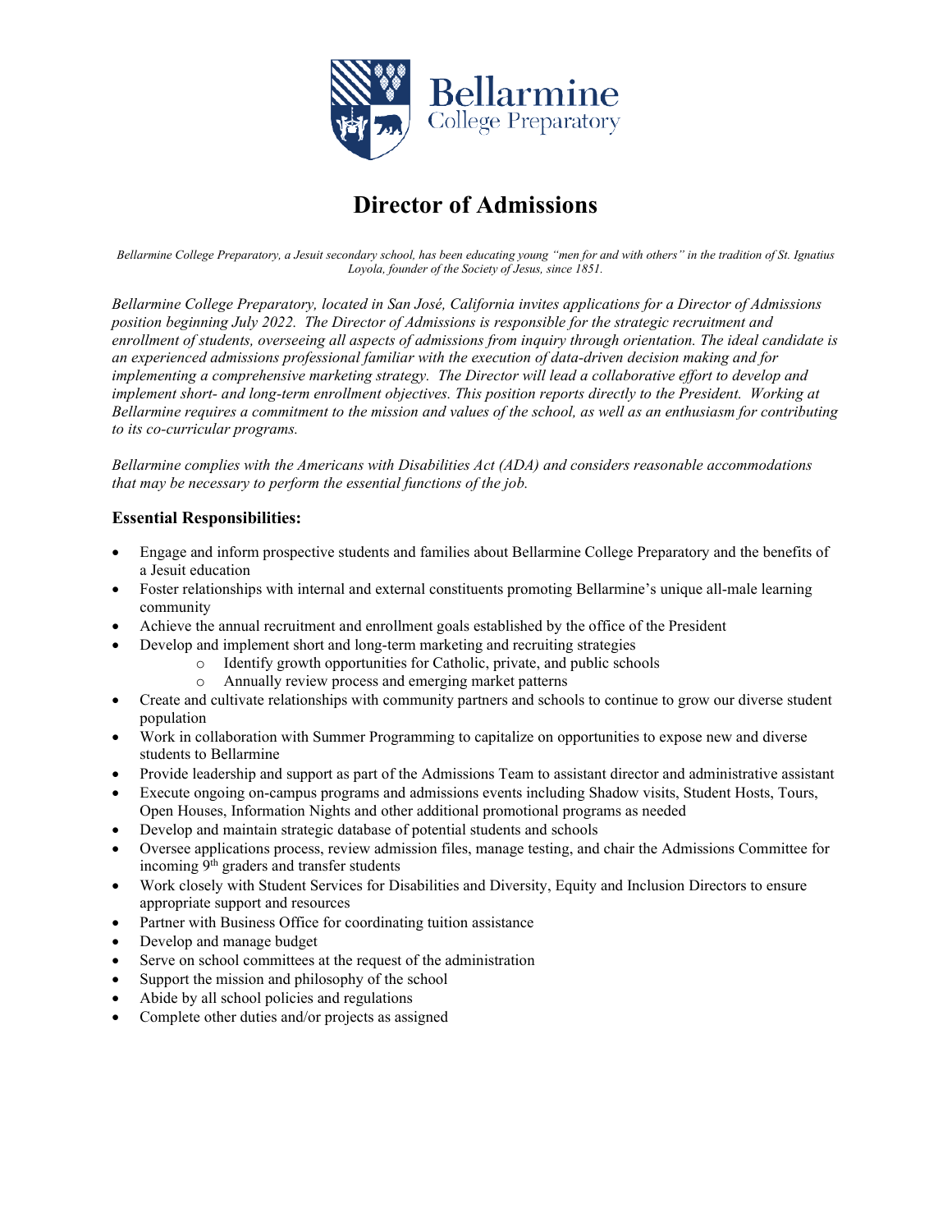# Director of Admissions

*Bellarmine College Preparatory, a Jesuit secondary school, has been educating young "men for and with others" in the tradition of St. Ignatius Loyola, founder of the Society of Jesus, since 1851.*

*Bellarmine College Preparatory, located in San José, California invites applications for a Director of Admissions position beginning July 2022. The Director of Admissions is responsible for the strategic recruitment and enrollment of students, overseeing all aspects of admissions from inquiry through orientation. The ideal candidate is an experienced admissions professional familiar with the execution of data-driven decision making and for implementing a comprehensive marketing strategy. The Director will lead a collaborative effort to develop and implement short- and long-term enrollment objectives. This position reports directly to the President. Working at Bellarmine requires a commitment to the mission and values of the school, as well as an enthusiasm for contributing to its co-curricular programs.*

*Bellarmine complies with the Americans with Disabilities Act (ADA) and considers reasonable accommodations that may be necessary to perform the essential functions of the job.*

### Essential Responsibilities:

- Engage and inform prospective students and families about Bellarmine College Preparatory and the benefits of a Jesuit education
- Foster relationships with internal and external constituents promoting Bellarmine's unique all-male learning community
- Achieve the annual recruitment and enrollment goals established by the office of the President
- Develop and implement short and long-term marketing and recruiting strategies
  - Identify growth opportunities for Catholic, private, and public schools
  - Annually review process and emerging market patterns
- Create and cultivate relationships with community partners and schools to continue to grow our diverse student population
- Work in collaboration with Summer Programming to capitalize on opportunities to expose new and diverse students to Bellarmine
- Provide leadership and support as part of the Admissions Team to assistant director and administrative assistant
- Execute ongoing on-campus programs and admissions events including Shadow visits, Student Hosts, Tours, Open Houses, Information Nights and other additional promotional programs as needed
- Develop and maintain strategic database of potential students and schools
- Oversee applications process, review admission files, manage testing, and chair the Admissions Committee for incoming 9th graders and transfer students
- Work closely with Student Services for Disabilities and Diversity, Equity and Inclusion Directors to ensure appropriate support and resources
- Partner with Business Office for coordinating tuition assistance
- Develop and manage budget
- Serve on school committees at the request of the administration
- Support the mission and philosophy of the school
- Abide by all school policies and regulations
- Complete other duties and/or projects as assigned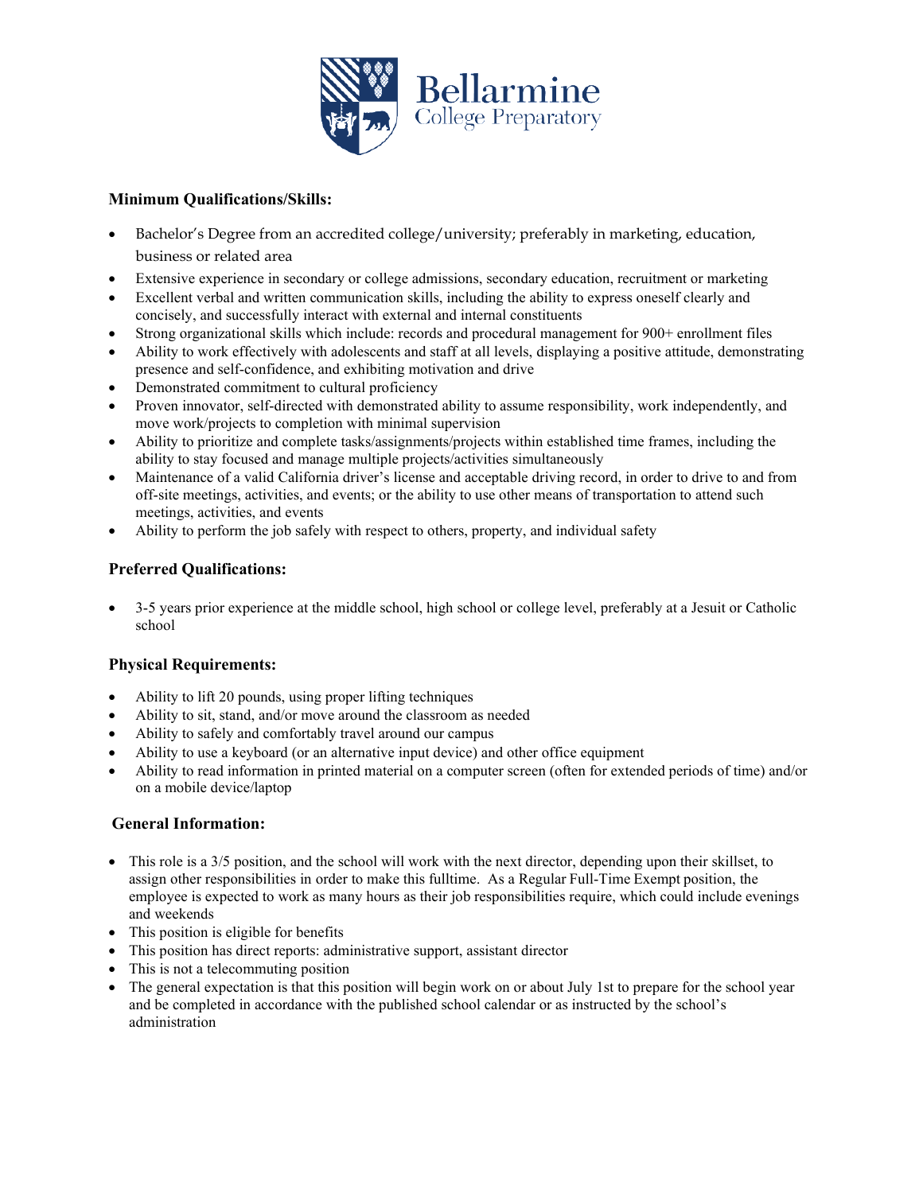### Minimum Qualifications/Skills:

- Bachelor's Degree from an accredited college/university; preferably in marketing, education, business or related area
- Extensive experience in secondary or college admissions, secondary education, recruitment or marketing
- Excellent verbal and written communication skills, including the ability to express oneself clearly and concisely, and successfully interact with external and internal constituents
- Strong organizational skills which include: records and procedural management for 900+ enrollment files
- Ability to work effectively with adolescents and staff at all levels, displaying a positive attitude, demonstrating presence and self-confidence, and exhibiting motivation and drive
- Demonstrated commitment to cultural proficiency
- Proven innovator, self-directed with demonstrated ability to assume responsibility, work independently, and move work/projects to completion with minimal supervision
- Ability to prioritize and complete tasks/assignments/projects within established time frames, including the ability to stay focused and manage multiple projects/activities simultaneously
- Maintenance of a valid California driver's license and acceptable driving record, in order to drive to and from off-site meetings, activities, and events; or the ability to use other means of transportation to attend such meetings, activities, and events
- Ability to perform the job safely with respect to others, property, and individual safety

### Preferred Qualifications:

- 3-5 years prior experience at the middle school, high school or college level, preferably at a Jesuit or Catholic school

### Physical Requirements:

- Ability to lift 20 pounds, using proper lifting techniques
- Ability to sit, stand, and/or move around the classroom as needed
- Ability to safely and comfortably travel around our campus
- Ability to use a keyboard (or an alternative input device) and other office equipment
- Ability to read information in printed material on a computer screen (often for extended periods of time) and/or on a mobile device/laptop

### General Information:

- This role is a 3/5 position, and the school will work with the next director, depending upon their skillset, to assign other responsibilities in order to make this fulltime. As a Regular Full-Time Exempt position, the employee is expected to work as many hours as their job responsibilities require, which could include evenings and weekends
- This position is eligible for benefits
- This position has direct reports: administrative support, assistant director
- This is not a telecommuting position
- The general expectation is that this position will begin work on or about July 1st to prepare for the school year and be completed in accordance with the published school calendar or as instructed by the school's administration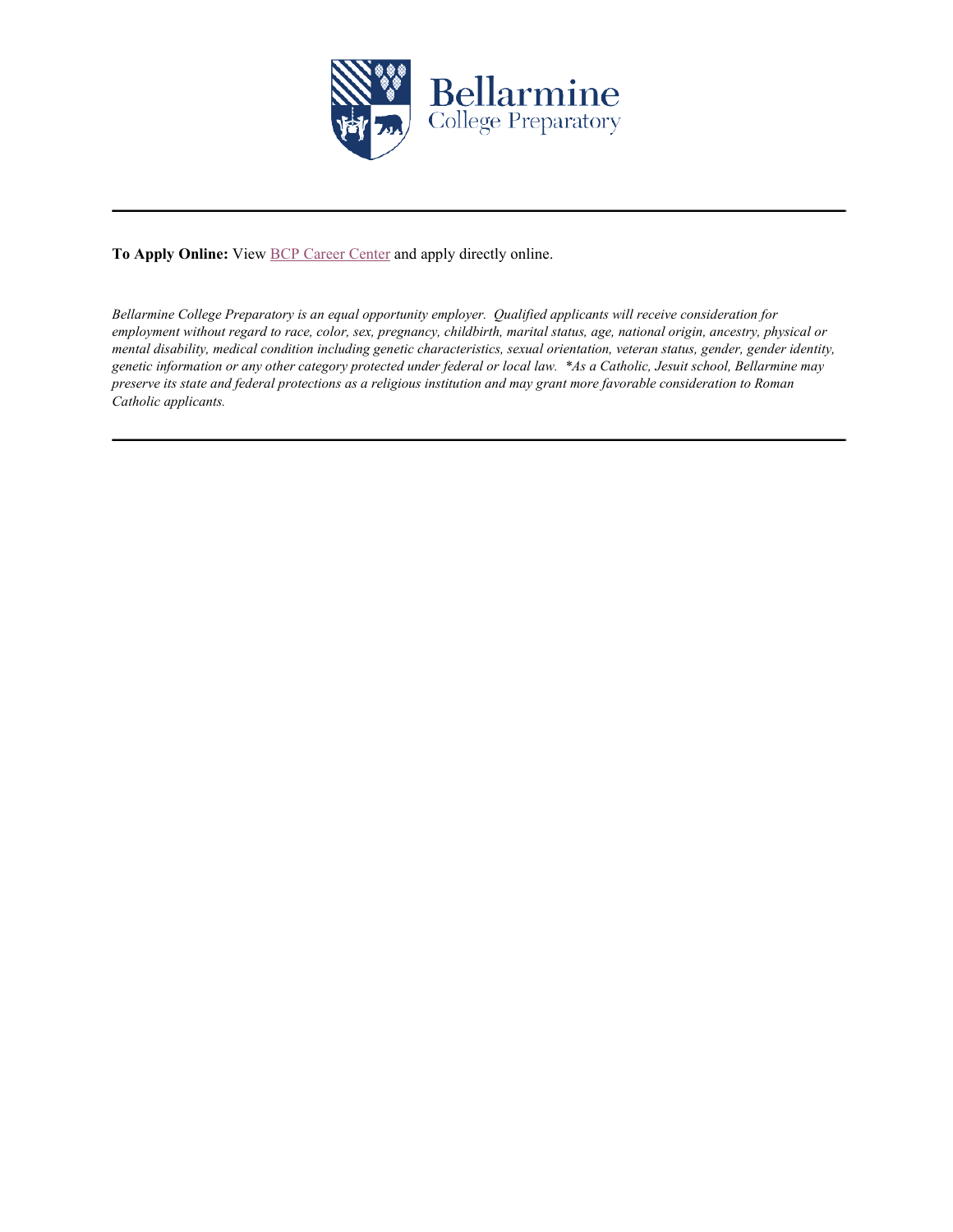Bellargmine College Preparatory

---

**To Apply Online:** View [BCP Career Center] and apply directly online.

*Bellarmine College Preparatory is an equal opportunity employer. Qualified applicants will receive consideration for employment without regard to race, color, sex, pregnancy, childbirth, marital status, age, national origin, ancestry, physical or mental disability, medical condition including genetic characteristics, sexual orientation, veteran status, gender, gender identity, genetic information or any other category protected under federal or local law. *As a Catholic, Jesuit school, Bellarmine may preserve its state and federal protections as a religious institution and may grant more favorable consideration to Roman Catholic applicants.*

---